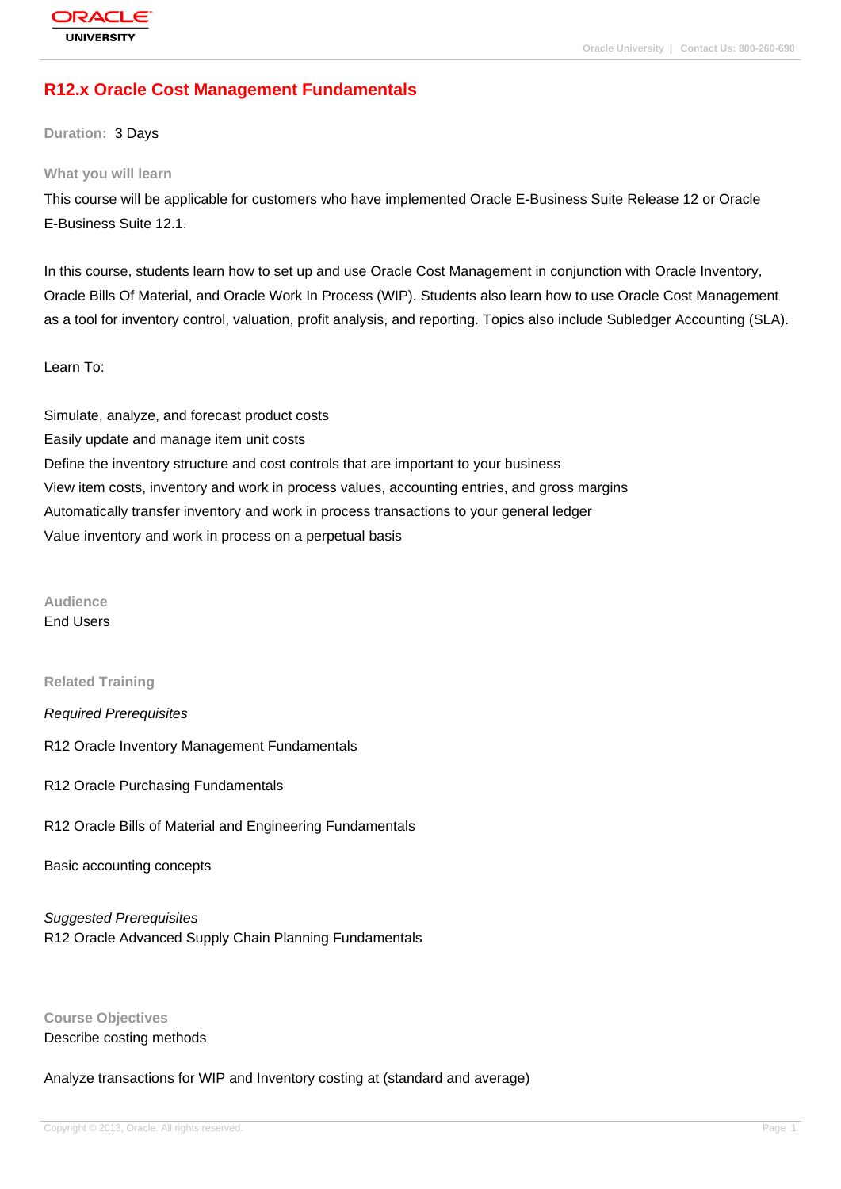# R12.x Oracle Cost Management Fundamentals

**Duration:** 3 Days

## What you will learn

This course will be applicable for customers who have implemented Oracle E-Business Suite Release 12 or Oracle E-Business Suite 12.1.

In this course, students learn how to set up and use Oracle Cost Management in conjunction with Oracle Inventory, Oracle Bills Of Material, and Oracle Work In Process (WIP). Students also learn how to use Oracle Cost Management as a tool for inventory control, valuation, profit analysis, and reporting. Topics also include Subledger Accounting (SLA).

Learn To:

Simulate, analyze, and forecast product costs
Easily update and manage item unit costs
Define the inventory structure and cost controls that are important to your business
View item costs, inventory and work in process values, accounting entries, and gross margins
Automatically transfer inventory and work in process transactions to your general ledger
Value inventory and work in process on a perpetual basis

## Audience

End Users

## Related Training

*Required Prerequisites*

R12 Oracle Inventory Management Fundamentals

R12 Oracle Purchasing Fundamentals

R12 Oracle Bills of Material and Engineering Fundamentals

Basic accounting concepts

*Suggested Prerequisites*
R12 Oracle Advanced Supply Chain Planning Fundamentals

## Course Objectives

Describe costing methods

Analyze transactions for WIP and Inventory costing at (standard and average)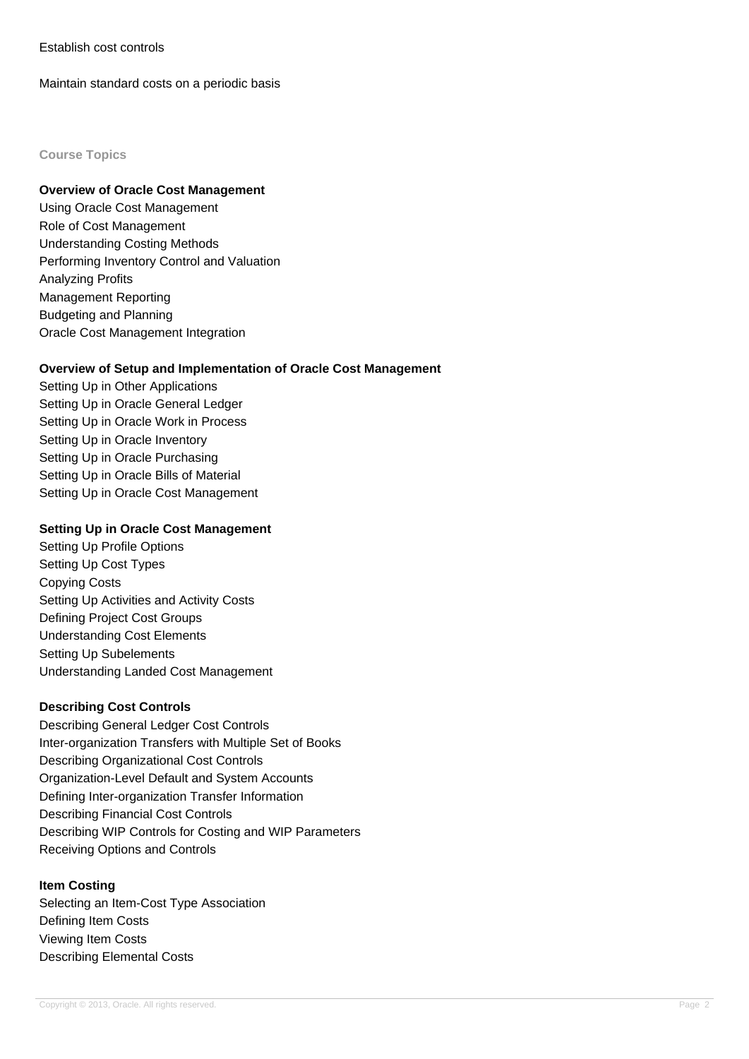Establish cost controls

Maintain standard costs on a periodic basis

## Course Topics

**Overview of Oracle Cost Management**

Using Oracle Cost Management
Role of Cost Management
Understanding Costing Methods
Performing Inventory Control and Valuation
Analyzing Profits
Management Reporting
Budgeting and Planning
Oracle Cost Management Integration

**Overview of Setup and Implementation of Oracle Cost Management**

Setting Up in Other Applications
Setting Up in Oracle General Ledger
Setting Up in Oracle Work in Process
Setting Up in Oracle Inventory
Setting Up in Oracle Purchasing
Setting Up in Oracle Bills of Material
Setting Up in Oracle Cost Management

**Setting Up in Oracle Cost Management**

Setting Up Profile Options
Setting Up Cost Types
Copying Costs
Setting Up Activities and Activity Costs
Defining Project Cost Groups
Understanding Cost Elements
Setting Up Subelements
Understanding Landed Cost Management

**Describing Cost Controls**

Describing General Ledger Cost Controls
Inter-organization Transfers with Multiple Set of Books
Describing Organizational Cost Controls
Organization-Level Default and System Accounts
Defining Inter-organization Transfer Information
Describing Financial Cost Controls
Describing WIP Controls for Costing and WIP Parameters
Receiving Options and Controls

**Item Costing**

Selecting an Item-Cost Type Association
Defining Item Costs
Viewing Item Costs
Describing Elemental Costs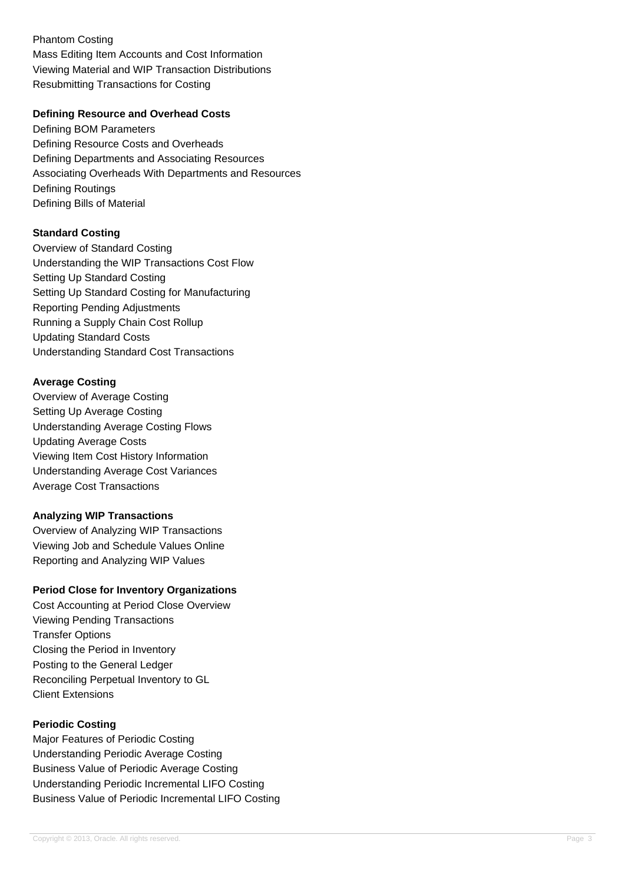Phantom Costing
Mass Editing Item Accounts and Cost Information
Viewing Material and WIP Transaction Distributions
Resubmitting Transactions for Costing

**Defining Resource and Overhead Costs**

Defining BOM Parameters
Defining Resource Costs and Overheads
Defining Departments and Associating Resources
Associating Overheads With Departments and Resources
Defining Routings
Defining Bills of Material

**Standard Costing**

Overview of Standard Costing
Understanding the WIP Transactions Cost Flow
Setting Up Standard Costing
Setting Up Standard Costing for Manufacturing
Reporting Pending Adjustments
Running a Supply Chain Cost Rollup
Updating Standard Costs
Understanding Standard Cost Transactions

**Average Costing**

Overview of Average Costing
Setting Up Average Costing
Understanding Average Costing Flows
Updating Average Costs
Viewing Item Cost History Information
Understanding Average Cost Variances
Average Cost Transactions

**Analyzing WIP Transactions**

Overview of Analyzing WIP Transactions
Viewing Job and Schedule Values Online
Reporting and Analyzing WIP Values

**Period Close for Inventory Organizations**

Cost Accounting at Period Close Overview
Viewing Pending Transactions
Transfer Options
Closing the Period in Inventory
Posting to the General Ledger
Reconciling Perpetual Inventory to GL
Client Extensions

**Periodic Costing**

Major Features of Periodic Costing
Understanding Periodic Average Costing
Business Value of Periodic Average Costing
Understanding Periodic Incremental LIFO Costing
Business Value of Periodic Incremental LIFO Costing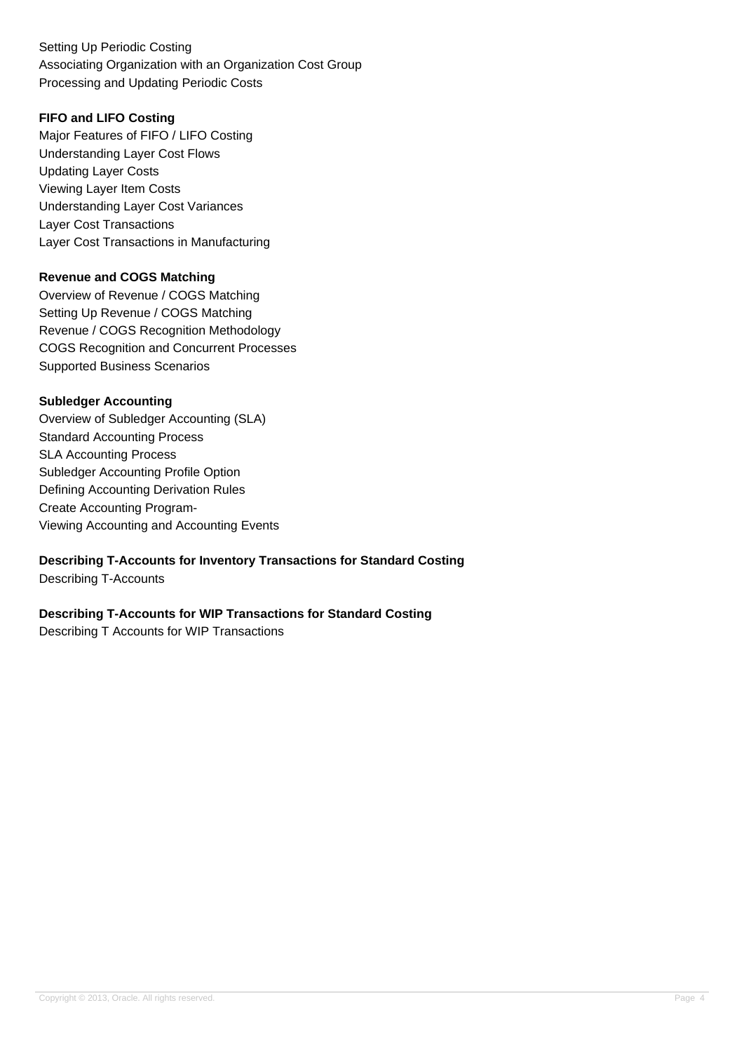Setting Up Periodic Costing
Associating Organization with an Organization Cost Group
Processing and Updating Periodic Costs

**FIFO and LIFO Costing**

Major Features of FIFO / LIFO Costing
Understanding Layer Cost Flows
Updating Layer Costs
Viewing Layer Item Costs
Understanding Layer Cost Variances
Layer Cost Transactions
Layer Cost Transactions in Manufacturing

**Revenue and COGS Matching**

Overview of Revenue / COGS Matching
Setting Up Revenue / COGS Matching
Revenue / COGS Recognition Methodology
COGS Recognition and Concurrent Processes
Supported Business Scenarios

**Subledger Accounting**

Overview of Subledger Accounting (SLA)
Standard Accounting Process
SLA Accounting Process
Subledger Accounting Profile Option
Defining Accounting Derivation Rules
Create Accounting Program-
Viewing Accounting and Accounting Events

**Describing T-Accounts for Inventory Transactions for Standard Costing**

Describing T-Accounts

**Describing T-Accounts for WIP Transactions for Standard Costing**

Describing T Accounts for WIP Transactions